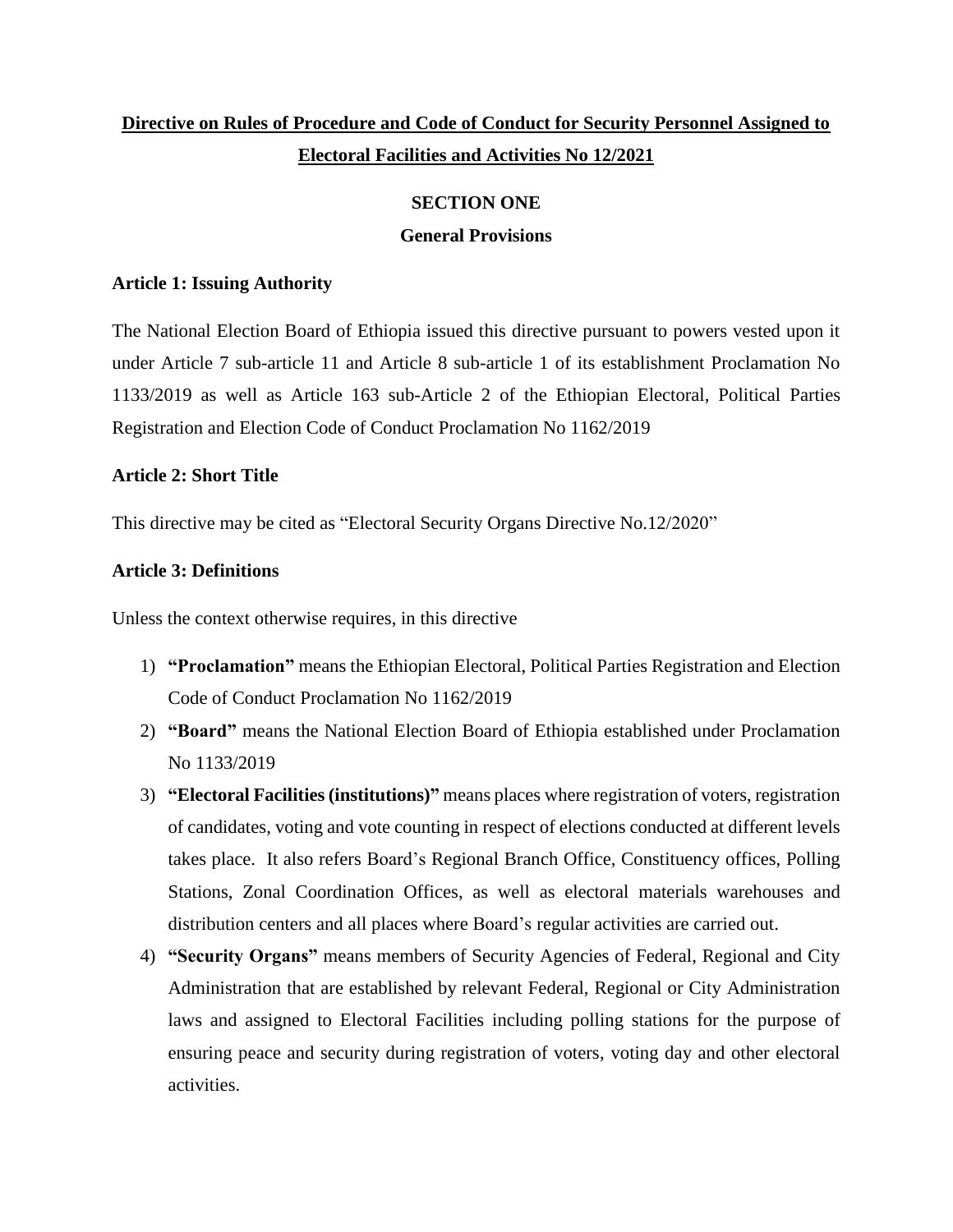# Directive on Rules of Procedure and Code of Conduct for Security Personnel Assigned to Electoral Facilities and Activities No 12/2021

## SECTION ONE

## General Provisions

### Article 1: Issuing Authority

The National Election Board of Ethiopia issued this directive pursuant to powers vested upon it under Article 7 sub-article 11 and Article 8 sub-article 1 of its establishment Proclamation No 1133/2019 as well as Article 163 sub-Article 2 of the Ethiopian Electoral, Political Parties Registration and Election Code of Conduct Proclamation No 1162/2019

### Article 2: Short Title

This directive may be cited as "Electoral Security Organs Directive No.12/2020"

### Article 3: Definitions

Unless the context otherwise requires, in this directive

1) **"Proclamation"** means the Ethiopian Electoral, Political Parties Registration and Election Code of Conduct Proclamation No 1162/2019
2) **"Board"** means the National Election Board of Ethiopia established under Proclamation No 1133/2019
3) **"Electoral Facilities (institutions)"** means places where registration of voters, registration of candidates, voting and vote counting in respect of elections conducted at different levels takes place. It also refers Board's Regional Branch Office, Constituency offices, Polling Stations, Zonal Coordination Offices, as well as electoral materials warehouses and distribution centers and all places where Board's regular activities are carried out.
4) **"Security Organs"** means members of Security Agencies of Federal, Regional and City Administration that are established by relevant Federal, Regional or City Administration laws and assigned to Electoral Facilities including polling stations for the purpose of ensuring peace and security during registration of voters, voting day and other electoral activities.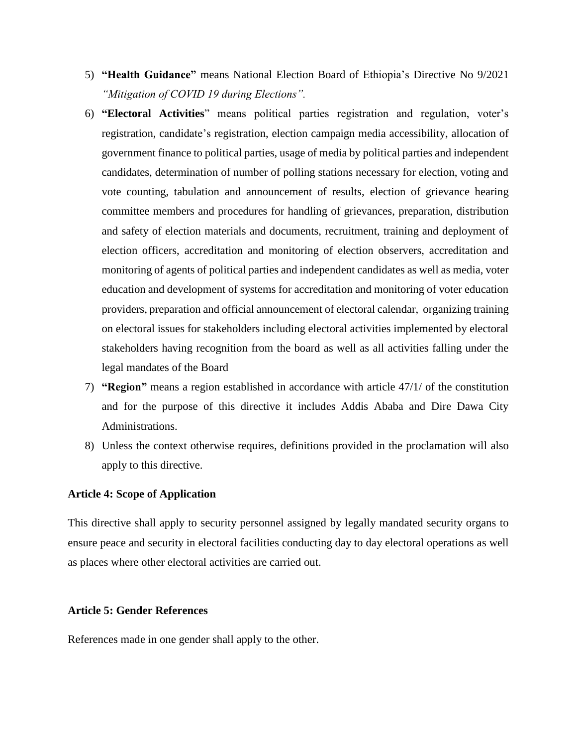5) **"Health Guidance"** means National Election Board of Ethiopia's Directive No 9/2021 *"Mitigation of COVID 19 during Elections".*
6) **"Electoral Activities**" means political parties registration and regulation, voter's registration, candidate's registration, election campaign media accessibility, allocation of government finance to political parties, usage of media by political parties and independent candidates, determination of number of polling stations necessary for election, voting and vote counting, tabulation and announcement of results, election of grievance hearing committee members and procedures for handling of grievances, preparation, distribution and safety of election materials and documents, recruitment, training and deployment of election officers, accreditation and monitoring of election observers, accreditation and monitoring of agents of political parties and independent candidates as well as media, voter education and development of systems for accreditation and monitoring of voter education providers, preparation and official announcement of electoral calendar, organizing training on electoral issues for stakeholders including electoral activities implemented by electoral stakeholders having recognition from the board as well as all activities falling under the legal mandates of the Board
7) **"Region"** means a region established in accordance with article 47/1/ of the constitution and for the purpose of this directive it includes Addis Ababa and Dire Dawa City Administrations.
8) Unless the context otherwise requires, definitions provided in the proclamation will also apply to this directive.

### Article 4: Scope of Application

This directive shall apply to security personnel assigned by legally mandated security organs to ensure peace and security in electoral facilities conducting day to day electoral operations as well as places where other electoral activities are carried out.

### Article 5: Gender References

References made in one gender shall apply to the other.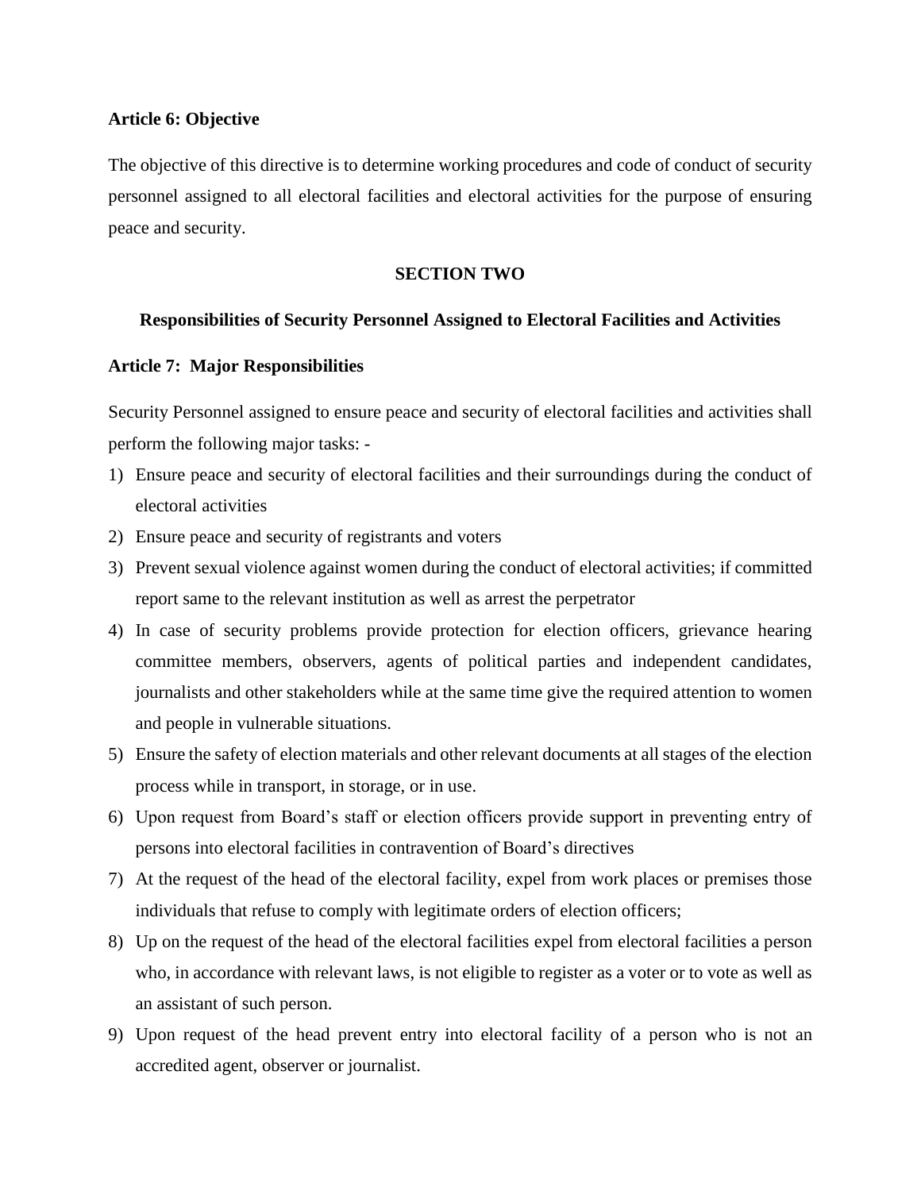### Article 6: Objective

The objective of this directive is to determine working procedures and code of conduct of security personnel assigned to all electoral facilities and electoral activities for the purpose of ensuring peace and security.

## SECTION TWO

### Responsibilities of Security Personnel Assigned to Electoral Facilities and Activities

### Article 7: Major Responsibilities

Security Personnel assigned to ensure peace and security of electoral facilities and activities shall perform the following major tasks: -

1) Ensure peace and security of electoral facilities and their surroundings during the conduct of electoral activities
2) Ensure peace and security of registrants and voters
3) Prevent sexual violence against women during the conduct of electoral activities; if committed report same to the relevant institution as well as arrest the perpetrator
4) In case of security problems provide protection for election officers, grievance hearing committee members, observers, agents of political parties and independent candidates, journalists and other stakeholders while at the same time give the required attention to women and people in vulnerable situations.
5) Ensure the safety of election materials and other relevant documents at all stages of the election process while in transport, in storage, or in use.
6) Upon request from Board's staff or election officers provide support in preventing entry of persons into electoral facilities in contravention of Board's directives
7) At the request of the head of the electoral facility, expel from work places or premises those individuals that refuse to comply with legitimate orders of election officers;
8) Up on the request of the head of the electoral facilities expel from electoral facilities a person who, in accordance with relevant laws, is not eligible to register as a voter or to vote as well as an assistant of such person.
9) Upon request of the head prevent entry into electoral facility of a person who is not an accredited agent, observer or journalist.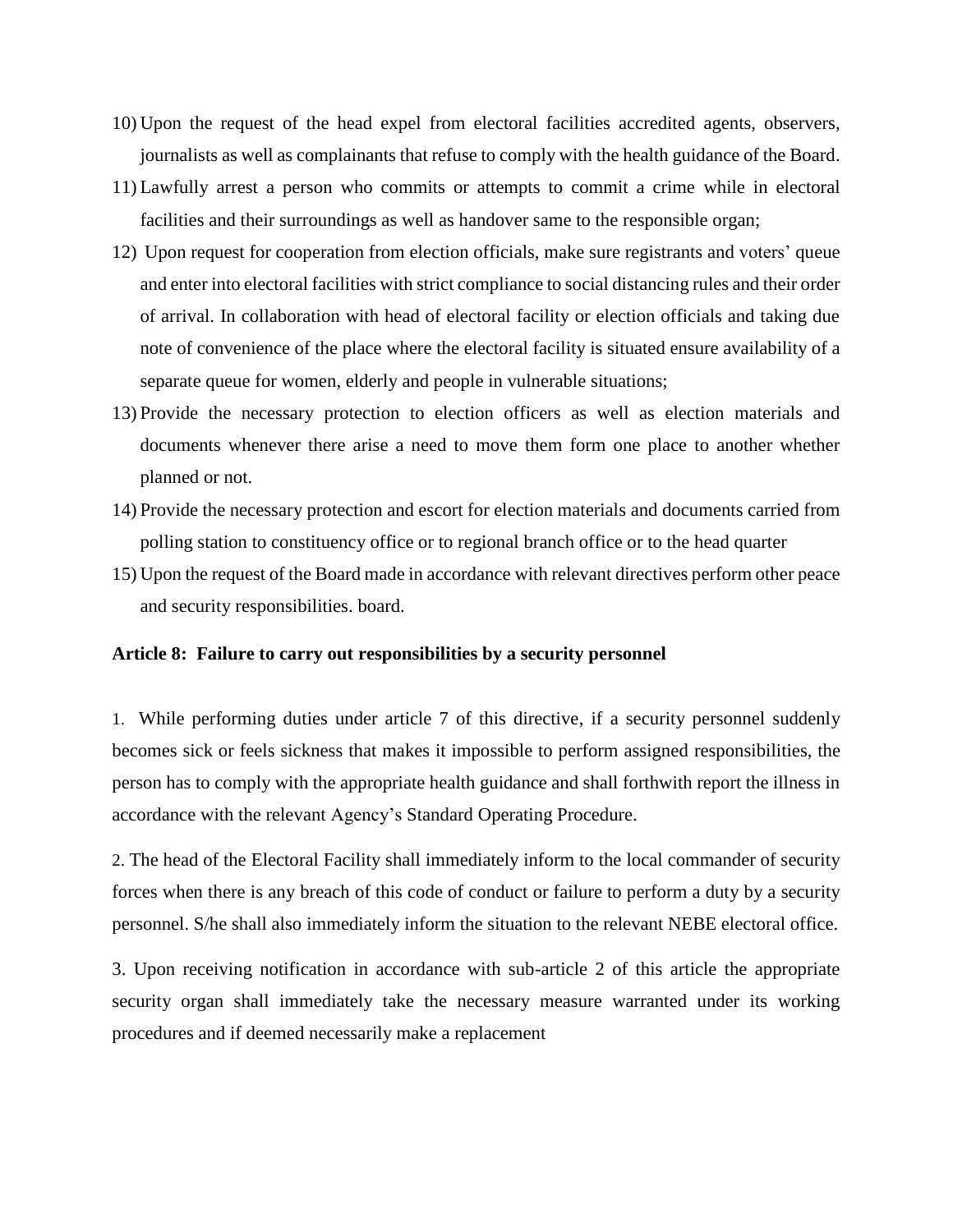10) Upon the request of the head expel from electoral facilities accredited agents, observers, journalists as well as complainants that refuse to comply with the health guidance of the Board.
11) Lawfully arrest a person who commits or attempts to commit a crime while in electoral facilities and their surroundings as well as handover same to the responsible organ;
12) Upon request for cooperation from election officials, make sure registrants and voters' queue and enter into electoral facilities with strict compliance to social distancing rules and their order of arrival. In collaboration with head of electoral facility or election officials and taking due note of convenience of the place where the electoral facility is situated ensure availability of a separate queue for women, elderly and people in vulnerable situations;
13) Provide the necessary protection to election officers as well as election materials and documents whenever there arise a need to move them form one place to another whether planned or not.
14) Provide the necessary protection and escort for election materials and documents carried from polling station to constituency office or to regional branch office or to the head quarter
15) Upon the request of the Board made in accordance with relevant directives perform other peace and security responsibilities. board.

**Article 8: Failure to carry out responsibilities by a security personnel**

1. While performing duties under article 7 of this directive, if a security personnel suddenly becomes sick or feels sickness that makes it impossible to perform assigned responsibilities, the person has to comply with the appropriate health guidance and shall forthwith report the illness in accordance with the relevant Agency's Standard Operating Procedure.

2. The head of the Electoral Facility shall immediately inform to the local commander of security forces when there is any breach of this code of conduct or failure to perform a duty by a security personnel. S/he shall also immediately inform the situation to the relevant NEBE electoral office.

3. Upon receiving notification in accordance with sub-article 2 of this article the appropriate security organ shall immediately take the necessary measure warranted under its working procedures and if deemed necessarily make a replacement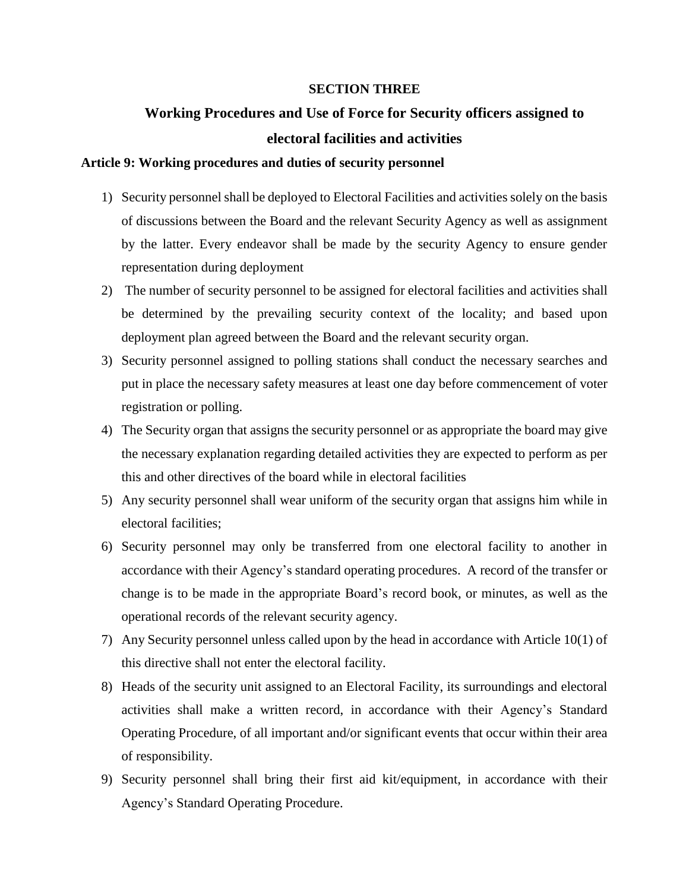## SECTION THREE

## Working Procedures and Use of Force for Security officers assigned to electoral facilities and activities

### Article 9: Working procedures and duties of security personnel

1) Security personnel shall be deployed to Electoral Facilities and activities solely on the basis of discussions between the Board and the relevant Security Agency as well as assignment by the latter. Every endeavor shall be made by the security Agency to ensure gender representation during deployment
2) The number of security personnel to be assigned for electoral facilities and activities shall be determined by the prevailing security context of the locality; and based upon deployment plan agreed between the Board and the relevant security organ.
3) Security personnel assigned to polling stations shall conduct the necessary searches and put in place the necessary safety measures at least one day before commencement of voter registration or polling.
4) The Security organ that assigns the security personnel or as appropriate the board may give the necessary explanation regarding detailed activities they are expected to perform as per this and other directives of the board while in electoral facilities
5) Any security personnel shall wear uniform of the security organ that assigns him while in electoral facilities;
6) Security personnel may only be transferred from one electoral facility to another in accordance with their Agency's standard operating procedures. A record of the transfer or change is to be made in the appropriate Board's record book, or minutes, as well as the operational records of the relevant security agency.
7) Any Security personnel unless called upon by the head in accordance with Article 10(1) of this directive shall not enter the electoral facility.
8) Heads of the security unit assigned to an Electoral Facility, its surroundings and electoral activities shall make a written record, in accordance with their Agency's Standard Operating Procedure, of all important and/or significant events that occur within their area of responsibility.
9) Security personnel shall bring their first aid kit/equipment, in accordance with their Agency's Standard Operating Procedure.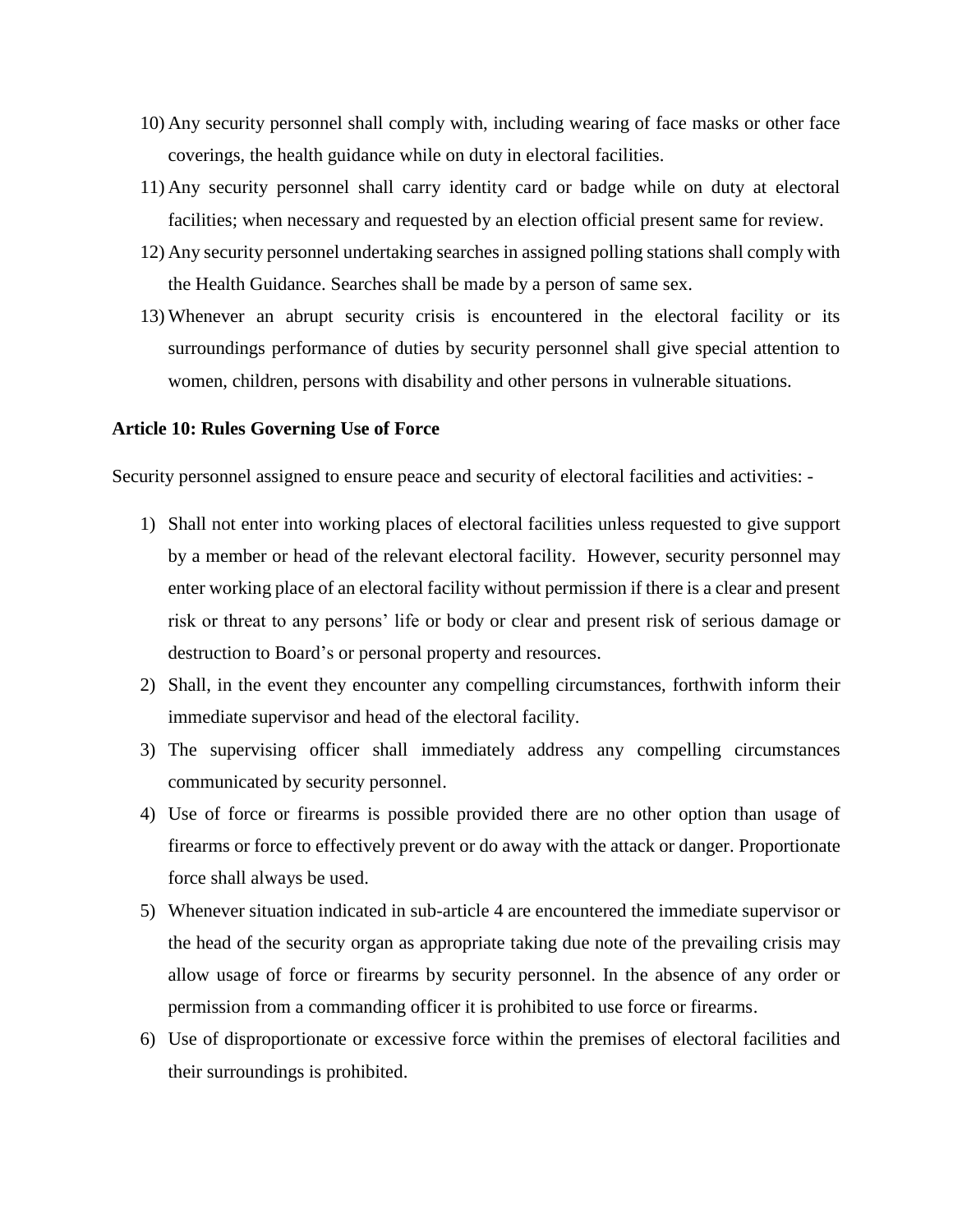10) Any security personnel shall comply with, including wearing of face masks or other face coverings, the health guidance while on duty in electoral facilities.
11) Any security personnel shall carry identity card or badge while on duty at electoral facilities; when necessary and requested by an election official present same for review.
12) Any security personnel undertaking searches in assigned polling stations shall comply with the Health Guidance. Searches shall be made by a person of same sex.
13) Whenever an abrupt security crisis is encountered in the electoral facility or its surroundings performance of duties by security personnel shall give special attention to women, children, persons with disability and other persons in vulnerable situations.

**Article 10: Rules Governing Use of Force**

Security personnel assigned to ensure peace and security of electoral facilities and activities: -

1) Shall not enter into working places of electoral facilities unless requested to give support by a member or head of the relevant electoral facility. However, security personnel may enter working place of an electoral facility without permission if there is a clear and present risk or threat to any persons' life or body or clear and present risk of serious damage or destruction to Board's or personal property and resources.
2) Shall, in the event they encounter any compelling circumstances, forthwith inform their immediate supervisor and head of the electoral facility.
3) The supervising officer shall immediately address any compelling circumstances communicated by security personnel.
4) Use of force or firearms is possible provided there are no other option than usage of firearms or force to effectively prevent or do away with the attack or danger. Proportionate force shall always be used.
5) Whenever situation indicated in sub-article 4 are encountered the immediate supervisor or the head of the security organ as appropriate taking due note of the prevailing crisis may allow usage of force or firearms by security personnel. In the absence of any order or permission from a commanding officer it is prohibited to use force or firearms.
6) Use of disproportionate or excessive force within the premises of electoral facilities and their surroundings is prohibited.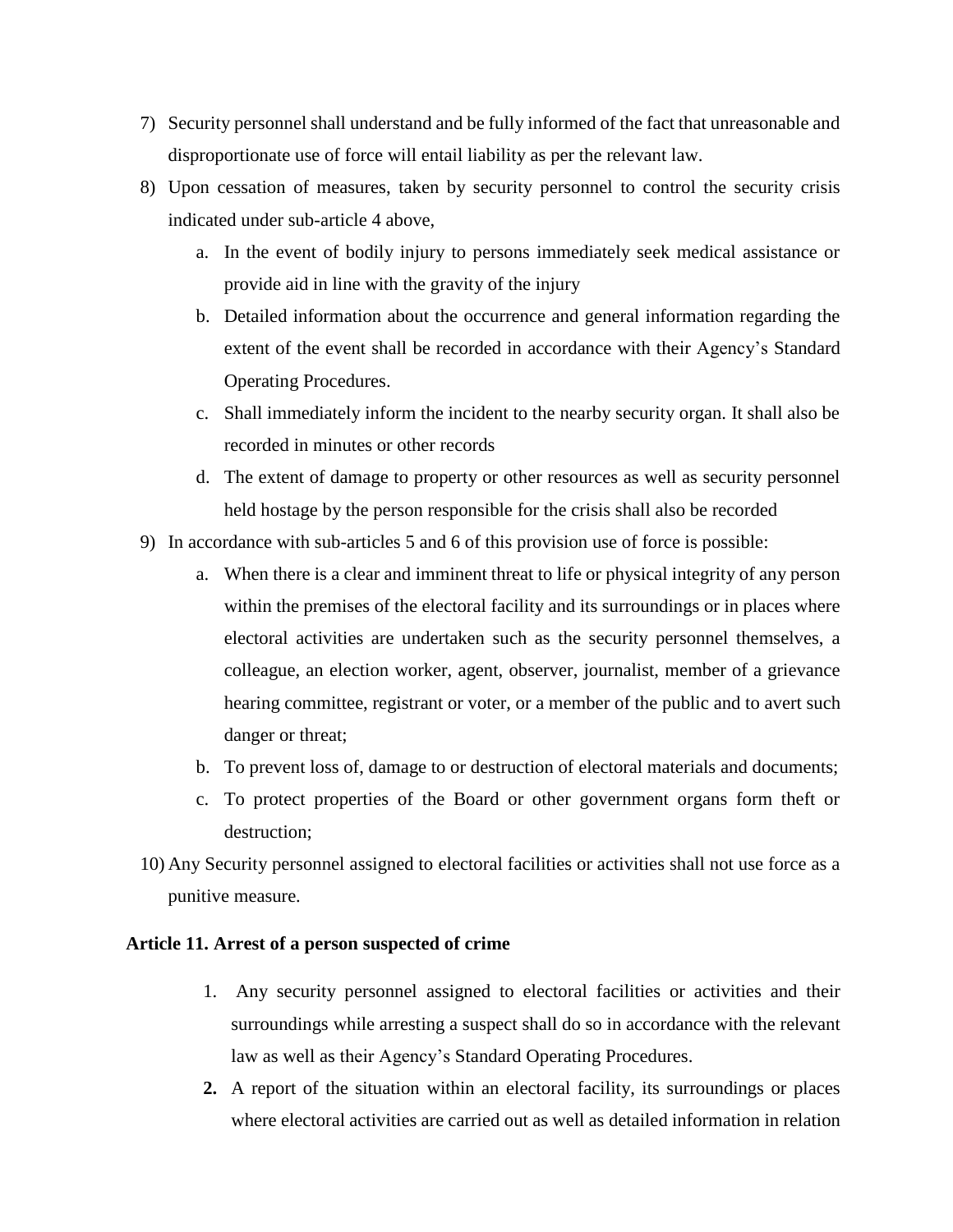7) Security personnel shall understand and be fully informed of the fact that unreasonable and disproportionate use of force will entail liability as per the relevant law.
8) Upon cessation of measures, taken by security personnel to control the security crisis indicated under sub-article 4 above,
   a. In the event of bodily injury to persons immediately seek medical assistance or provide aid in line with the gravity of the injury
   b. Detailed information about the occurrence and general information regarding the extent of the event shall be recorded in accordance with their Agency's Standard Operating Procedures.
   c. Shall immediately inform the incident to the nearby security organ. It shall also be recorded in minutes or other records
   d. The extent of damage to property or other resources as well as security personnel held hostage by the person responsible for the crisis shall also be recorded
9) In accordance with sub-articles 5 and 6 of this provision use of force is possible:
   a. When there is a clear and imminent threat to life or physical integrity of any person within the premises of the electoral facility and its surroundings or in places where electoral activities are undertaken such as the security personnel themselves, a colleague, an election worker, agent, observer, journalist, member of a grievance hearing committee, registrant or voter, or a member of the public and to avert such danger or threat;
   b. To prevent loss of, damage to or destruction of electoral materials and documents;
   c. To protect properties of the Board or other government organs form theft or destruction;
10) Any Security personnel assigned to electoral facilities or activities shall not use force as a punitive measure.

**Article 11. Arrest of a person suspected of crime**

1. Any security personnel assigned to electoral facilities or activities and their surroundings while arresting a suspect shall do so in accordance with the relevant law as well as their Agency's Standard Operating Procedures.
2. A report of the situation within an electoral facility, its surroundings or places where electoral activities are carried out as well as detailed information in relation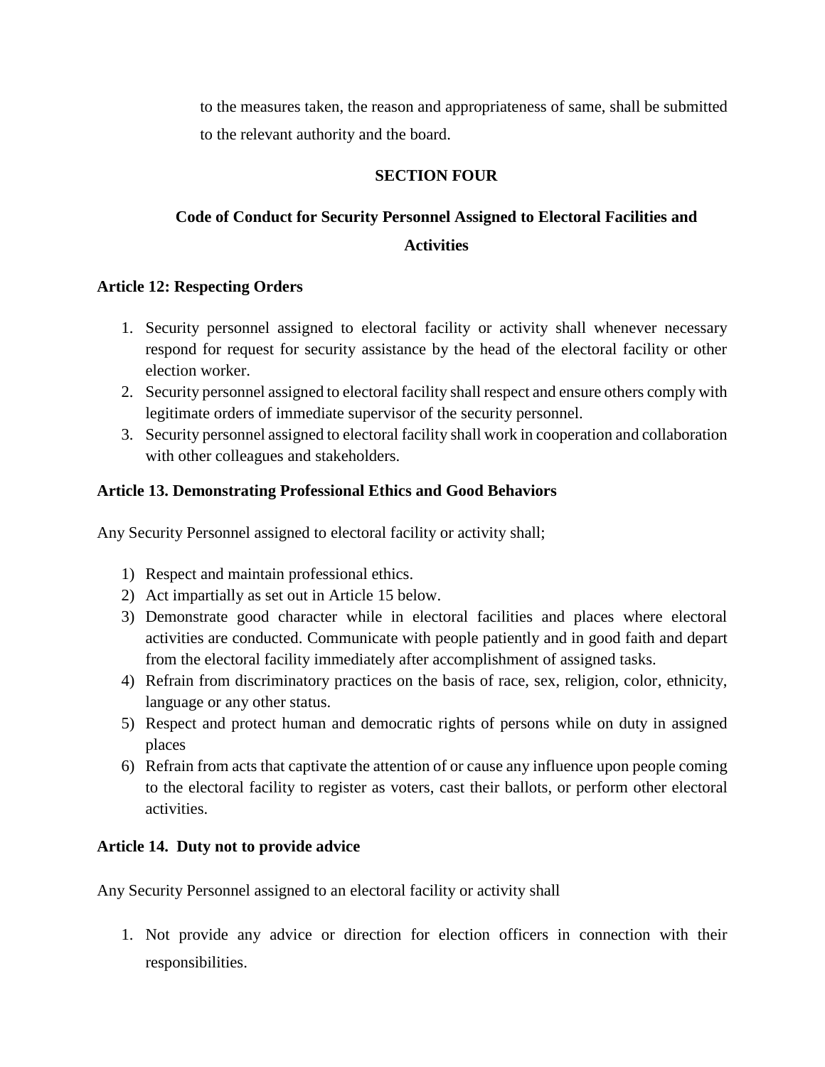to the measures taken, the reason and appropriateness of same, shall be submitted to the relevant authority and the board.

## SECTION FOUR

## Code of Conduct for Security Personnel Assigned to Electoral Facilities and Activities

### Article 12: Respecting Orders

1. Security personnel assigned to electoral facility or activity shall whenever necessary respond for request for security assistance by the head of the electoral facility or other election worker.
2. Security personnel assigned to electoral facility shall respect and ensure others comply with legitimate orders of immediate supervisor of the security personnel.
3. Security personnel assigned to electoral facility shall work in cooperation and collaboration with other colleagues and stakeholders.

### Article 13. Demonstrating Professional Ethics and Good Behaviors

Any Security Personnel assigned to electoral facility or activity shall;

1) Respect and maintain professional ethics.
2) Act impartially as set out in Article 15 below.
3) Demonstrate good character while in electoral facilities and places where electoral activities are conducted. Communicate with people patiently and in good faith and depart from the electoral facility immediately after accomplishment of assigned tasks.
4) Refrain from discriminatory practices on the basis of race, sex, religion, color, ethnicity, language or any other status.
5) Respect and protect human and democratic rights of persons while on duty in assigned places
6) Refrain from acts that captivate the attention of or cause any influence upon people coming to the electoral facility to register as voters, cast their ballots, or perform other electoral activities.

### Article 14. Duty not to provide advice

Any Security Personnel assigned to an electoral facility or activity shall

1. Not provide any advice or direction for election officers in connection with their responsibilities.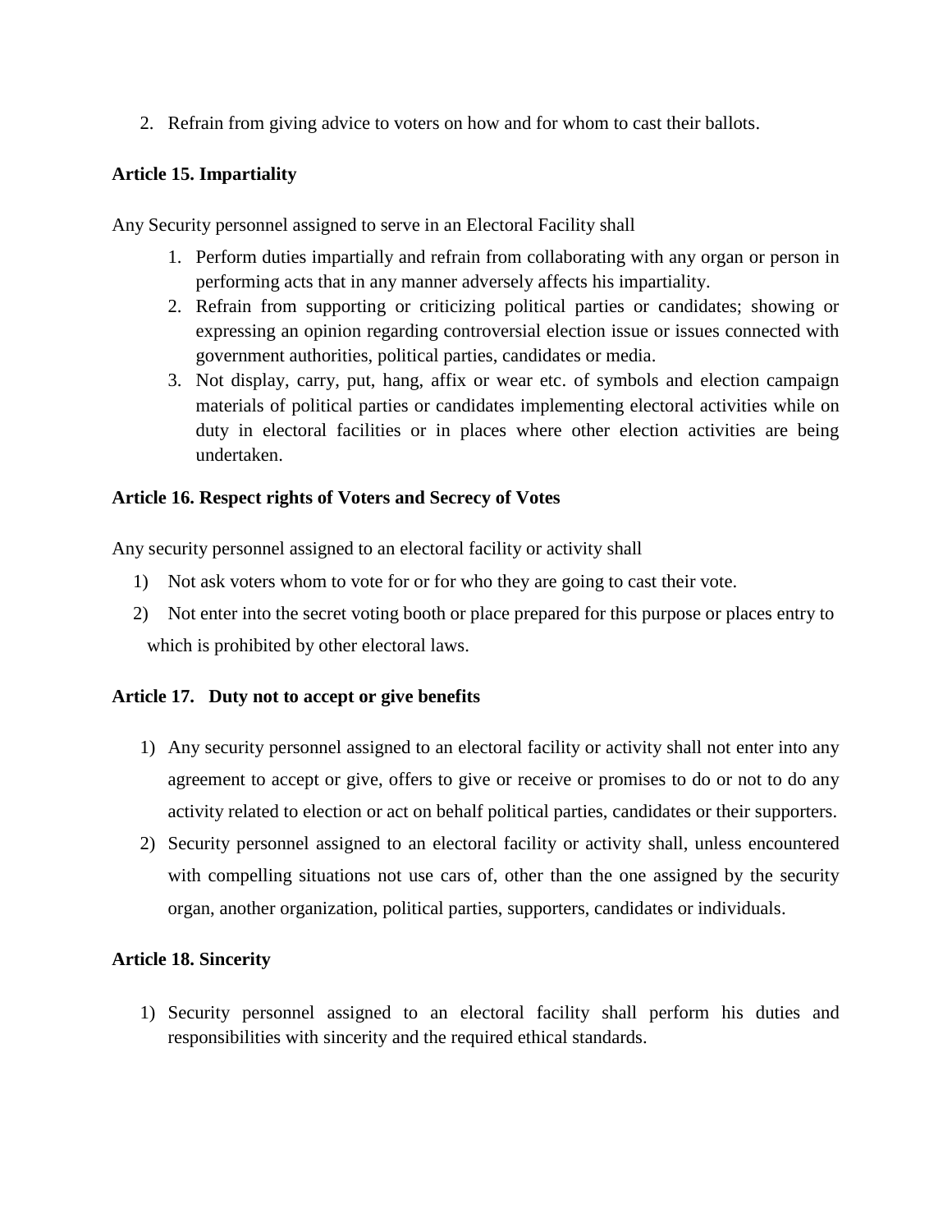2. Refrain from giving advice to voters on how and for whom to cast their ballots.

**Article 15. Impartiality**

Any Security personnel assigned to serve in an Electoral Facility shall

1. Perform duties impartially and refrain from collaborating with any organ or person in performing acts that in any manner adversely affects his impartiality.
2. Refrain from supporting or criticizing political parties or candidates; showing or expressing an opinion regarding controversial election issue or issues connected with government authorities, political parties, candidates or media.
3. Not display, carry, put, hang, affix or wear etc. of symbols and election campaign materials of political parties or candidates implementing electoral activities while on duty in electoral facilities or in places where other election activities are being undertaken.

**Article 16. Respect rights of Voters and Secrecy of Votes**

Any security personnel assigned to an electoral facility or activity shall

1) Not ask voters whom to vote for or for who they are going to cast their vote.
2) Not enter into the secret voting booth or place prepared for this purpose or places entry to which is prohibited by other electoral laws.

**Article 17. Duty not to accept or give benefits**

1) Any security personnel assigned to an electoral facility or activity shall not enter into any agreement to accept or give, offers to give or receive or promises to do or not to do any activity related to election or act on behalf political parties, candidates or their supporters.
2) Security personnel assigned to an electoral facility or activity shall, unless encountered with compelling situations not use cars of, other than the one assigned by the security organ, another organization, political parties, supporters, candidates or individuals.

**Article 18. Sincerity**

1) Security personnel assigned to an electoral facility shall perform his duties and responsibilities with sincerity and the required ethical standards.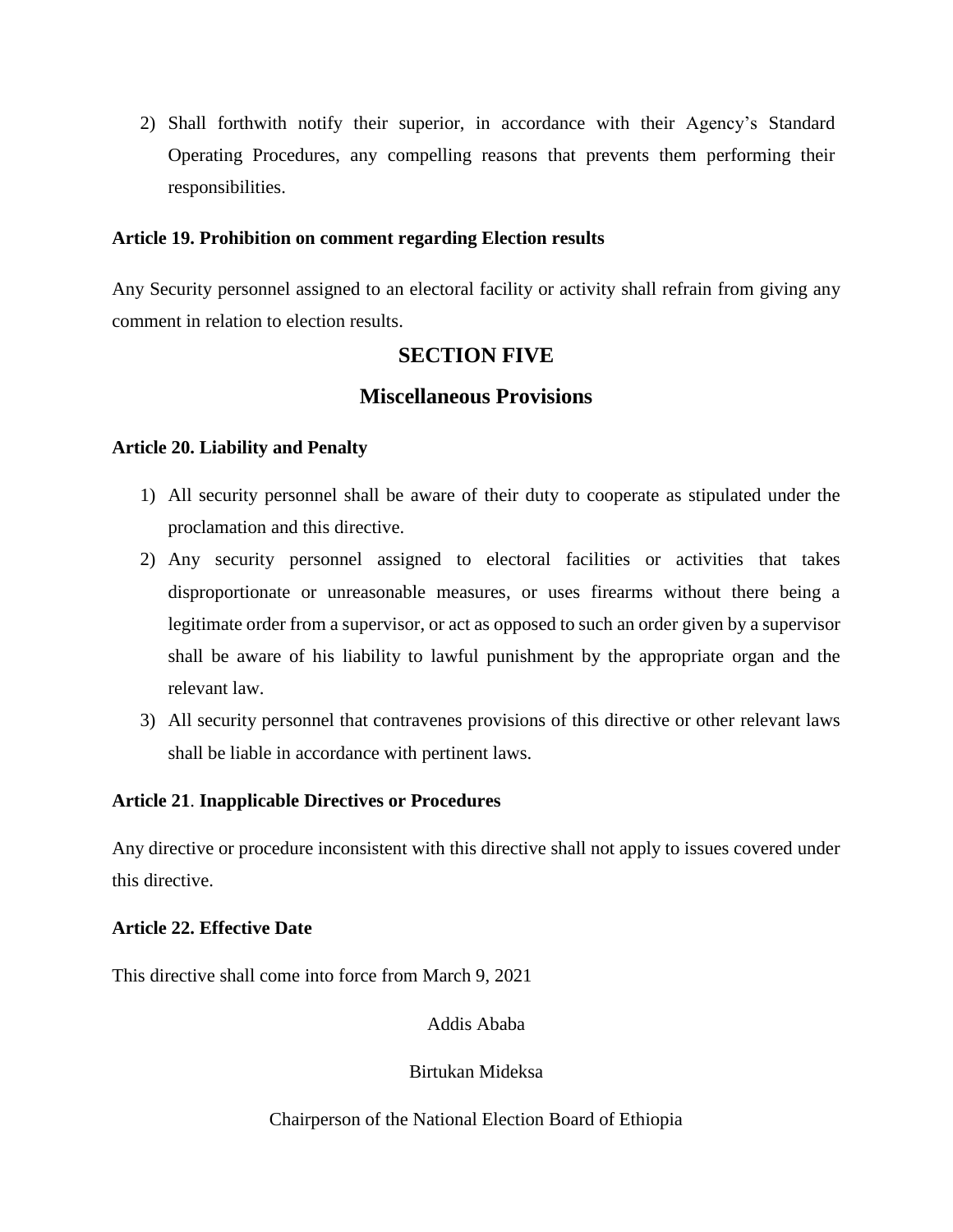2) Shall forthwith notify their superior, in accordance with their Agency's Standard Operating Procedures, any compelling reasons that prevents them performing their responsibilities.

**Article 19. Prohibition on comment regarding Election results**

Any Security personnel assigned to an electoral facility or activity shall refrain from giving any comment in relation to election results.

## SECTION FIVE

## Miscellaneous Provisions

**Article 20. Liability and Penalty**

1) All security personnel shall be aware of their duty to cooperate as stipulated under the proclamation and this directive.
2) Any security personnel assigned to electoral facilities or activities that takes disproportionate or unreasonable measures, or uses firearms without there being a legitimate order from a supervisor, or act as opposed to such an order given by a supervisor shall be aware of his liability to lawful punishment by the appropriate organ and the relevant law.
3) All security personnel that contravenes provisions of this directive or other relevant laws shall be liable in accordance with pertinent laws.

**Article 21**. **Inapplicable Directives or Procedures**

Any directive or procedure inconsistent with this directive shall not apply to issues covered under this directive.

**Article 22. Effective Date**

This directive shall come into force from March 9, 2021

Addis Ababa

Birtukan Mideksa

Chairperson of the National Election Board of Ethiopia